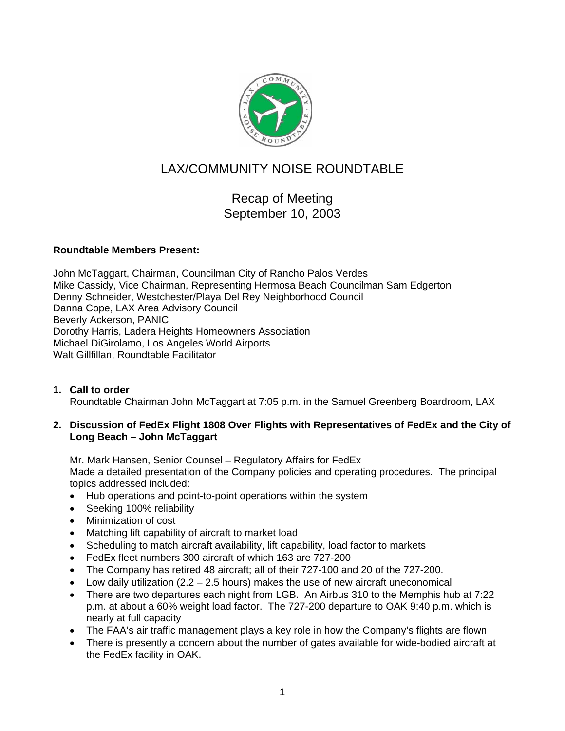# LAX/COMMUNITY NOISE ROUNDTABLE

## Recap of Meeting
## September 10, 2003

---

**Roundtable Members Present:**

John McTaggart, Chairman, Councilman City of Rancho Palos Verdes
Mike Cassidy, Vice Chairman, Representing Hermosa Beach Councilman Sam Edgerton
Denny Schneider, Westchester/Playa Del Rey Neighborhood Council
Danna Cope, LAX Area Advisory Council
Beverly Ackerson, PANIC
Dorothy Harris, Ladera Heights Homeowners Association
Michael DiGirolamo, Los Angeles World Airports
Walt Gillfillan, Roundtable Facilitator

**1. Call to order**

Roundtable Chairman John McTaggart at 7:05 p.m. in the Samuel Greenberg Boardroom, LAX

**2. Discussion of FedEx Flight 1808 Over Flights with Representatives of FedEx and the City of Long Beach – John McTaggart**

Mr. Mark Hansen, Senior Counsel – Regulatory Affairs for FedEx

Made a detailed presentation of the Company policies and operating procedures. The principal topics addressed included:

- Hub operations and point-to-point operations within the system
- Seeking 100% reliability
- Minimization of cost
- Matching lift capability of aircraft to market load
- Scheduling to match aircraft availability, lift capability, load factor to markets
- FedEx fleet numbers 300 aircraft of which 163 are 727-200
- The Company has retired 48 aircraft; all of their 727-100 and 20 of the 727-200.
- Low daily utilization (2.2 – 2.5 hours) makes the use of new aircraft uneconomical
- There are two departures each night from LGB. An Airbus 310 to the Memphis hub at 7:22 p.m. at about a 60% weight load factor. The 727-200 departure to OAK 9:40 p.m. which is nearly at full capacity
- The FAA's air traffic management plays a key role in how the Company's flights are flown
- There is presently a concern about the number of gates available for wide-bodied aircraft at the FedEx facility in OAK.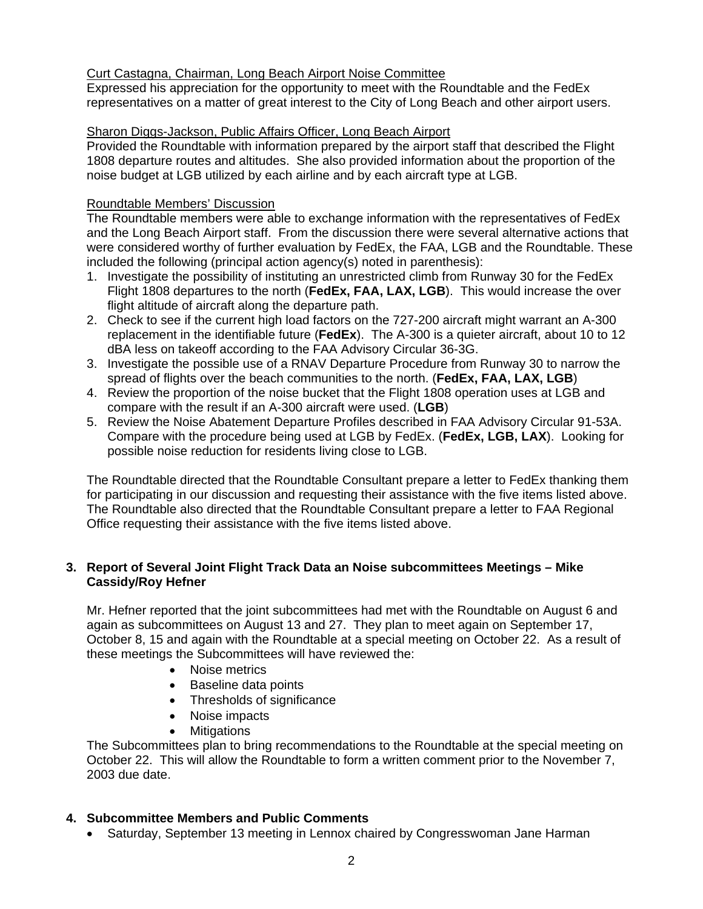Curt Castagna, Chairman, Long Beach Airport Noise Committee

Expressed his appreciation for the opportunity to meet with the Roundtable and the FedEx representatives on a matter of great interest to the City of Long Beach and other airport users.

Sharon Diggs-Jackson, Public Affairs Officer, Long Beach Airport

Provided the Roundtable with information prepared by the airport staff that described the Flight 1808 departure routes and altitudes. She also provided information about the proportion of the noise budget at LGB utilized by each airline and by each aircraft type at LGB.

Roundtable Members' Discussion

The Roundtable members were able to exchange information with the representatives of FedEx and the Long Beach Airport staff. From the discussion there were several alternative actions that were considered worthy of further evaluation by FedEx, the FAA, LGB and the Roundtable. These included the following (principal action agency(s) noted in parenthesis):

1. Investigate the possibility of instituting an unrestricted climb from Runway 30 for the FedEx Flight 1808 departures to the north (**FedEx, FAA, LAX, LGB**). This would increase the over flight altitude of aircraft along the departure path.
2. Check to see if the current high load factors on the 727-200 aircraft might warrant an A-300 replacement in the identifiable future (**FedEx**). The A-300 is a quieter aircraft, about 10 to 12 dBA less on takeoff according to the FAA Advisory Circular 36-3G.
3. Investigate the possible use of a RNAV Departure Procedure from Runway 30 to narrow the spread of flights over the beach communities to the north. (**FedEx, FAA, LAX, LGB**)
4. Review the proportion of the noise bucket that the Flight 1808 operation uses at LGB and compare with the result if an A-300 aircraft were used. (**LGB**)
5. Review the Noise Abatement Departure Profiles described in FAA Advisory Circular 91-53A. Compare with the procedure being used at LGB by FedEx. (**FedEx, LGB, LAX**). Looking for possible noise reduction for residents living close to LGB.

The Roundtable directed that the Roundtable Consultant prepare a letter to FedEx thanking them for participating in our discussion and requesting their assistance with the five items listed above. The Roundtable also directed that the Roundtable Consultant prepare a letter to FAA Regional Office requesting their assistance with the five items listed above.

**3. Report of Several Joint Flight Track Data an Noise subcommittees Meetings – Mike Cassidy/Roy Hefner**

Mr. Hefner reported that the joint subcommittees had met with the Roundtable on August 6 and again as subcommittees on August 13 and 27. They plan to meet again on September 17, October 8, 15 and again with the Roundtable at a special meeting on October 22. As a result of these meetings the Subcommittees will have reviewed the:

- Noise metrics
- Baseline data points
- Thresholds of significance
- Noise impacts
- Mitigations

The Subcommittees plan to bring recommendations to the Roundtable at the special meeting on October 22. This will allow the Roundtable to form a written comment prior to the November 7, 2003 due date.

**4. Subcommittee Members and Public Comments**

- Saturday, September 13 meeting in Lennox chaired by Congresswoman Jane Harman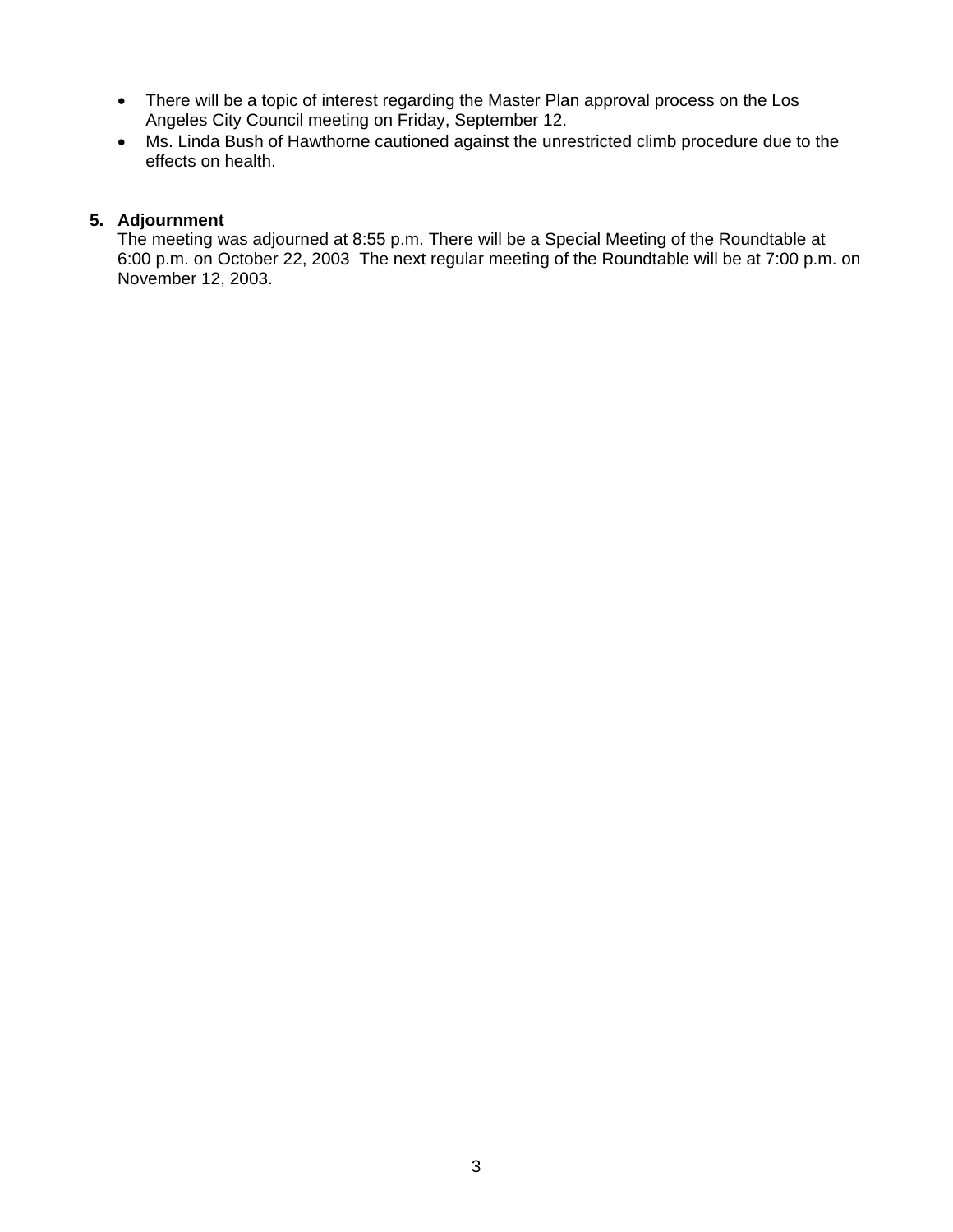- There will be a topic of interest regarding the Master Plan approval process on the Los Angeles City Council meeting on Friday, September 12.
- Ms. Linda Bush of Hawthorne cautioned against the unrestricted climb procedure due to the effects on health.

**5. Adjournment**

The meeting was adjourned at 8:55 p.m. There will be a Special Meeting of the Roundtable at 6:00 p.m. on October 22, 2003 The next regular meeting of the Roundtable will be at 7:00 p.m. on November 12, 2003.